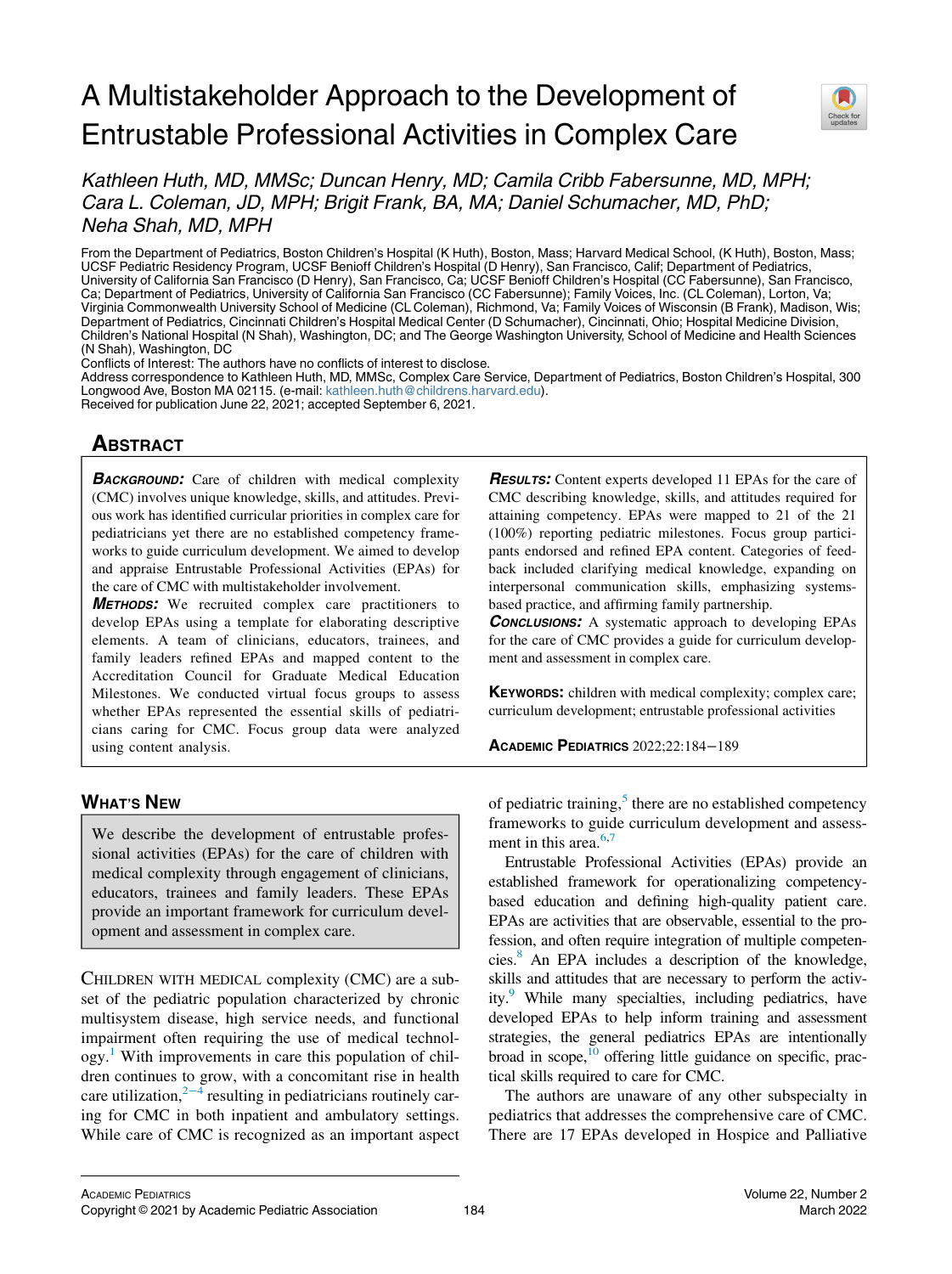# A Multistakeholder Approach to the Development of Entrustable Professional Activities in Complex Care

*Kathleen Huth, MD, MMSc; Duncan Henry, MD; Camila Cribb Fabersunne, MD, MPH; Cara L. Coleman, JD, MPH; Brigit Frank, BA, MA; Daniel Schumacher, MD, PhD; Neha Shah, MD, MPH*

From the Department of Pediatrics, Boston Children's Hospital (K Huth), Boston, Mass; Harvard Medical School, (K Huth), Boston, Mass; UCSF Pediatric Residency Program, UCSF Benioff Children's Hospital (D Henry), San Francisco, Calif; Department of Pediatrics, University of California San Francisco (D Henry), San Francisco, Ca; UCSF Benioff Children's Hospital (CC Fabersunne), San Francisco, Ca; Department of Pediatrics, University of California San Francisco (CC Fabersunne); Family Voices, Inc. (CL Coleman), Lorton, Va; Virginia Commonwealth University School of Medicine (CL Coleman), Richmond, Va; Family Voices of Wisconsin (B Frank), Madison, Wis; Department of Pediatrics, Cincinnati Children's Hospital Medical Center (D Schumacher), Cincinnati, Ohio; Hospital Medicine Division, Children's National Hospital (N Shah), Washington, DC; and The George Washington University, School of Medicine and Health Sciences (N Shah), Washington, DC

Conflicts of Interest: The authors have no conflicts of interest to disclose.

Address correspondence to Kathleen Huth, MD, MMSc, Complex Care Service, Department of Pediatrics, Boston Children's Hospital, 300 Longwood Ave, Boston MA 02115. (e-mail: kathleen.huth@childrens.harvard.edu).

Received for publication June 22, 2021; accepted September 6, 2021.

## Abstract

***Background:*** Care of children with medical complexity (CMC) involves unique knowledge, skills, and attitudes. Previous work has identified curricular priorities in complex care for pediatricians yet there are no established competency frameworks to guide curriculum development. We aimed to develop and appraise Entrustable Professional Activities (EPAs) for the care of CMC with multistakeholder involvement.

***Methods:*** We recruited complex care practitioners to develop EPAs using a template for elaborating descriptive elements. A team of clinicians, educators, trainees, and family leaders refined EPAs and mapped content to the Accreditation Council for Graduate Medical Education Milestones. We conducted virtual focus groups to assess whether EPAs represented the essential skills of pediatricians caring for CMC. Focus group data were analyzed using content analysis.

***Results:*** Content experts developed 11 EPAs for the care of CMC describing knowledge, skills, and attitudes required for attaining competency. EPAs were mapped to 21 of the 21 (100%) reporting pediatric milestones. Focus group participants endorsed and refined EPA content. Categories of feedback included clarifying medical knowledge, expanding on interpersonal communication skills, emphasizing systems-based practice, and affirming family partnership.

***Conclusions:*** A systematic approach to developing EPAs for the care of CMC provides a guide for curriculum development and assessment in complex care.

**Keywords:** children with medical complexity; complex care; curriculum development; entrustable professional activities

## What's New

We describe the development of entrustable professional activities (EPAs) for the care of children with medical complexity through engagement of clinicians, educators, trainees and family leaders. These EPAs provide an important framework for curriculum development and assessment in complex care.

Children with medical complexity (CMC) are a subset of the pediatric population characterized by chronic multisystem disease, high service needs, and functional impairment often requiring the use of medical technology.[1] With improvements in care this population of children continues to grow, with a concomitant rise in health care utilization,[2–4] resulting in pediatricians routinely caring for CMC in both inpatient and ambulatory settings. While care of CMC is recognized as an important aspect of pediatric training,[5] there are no established competency frameworks to guide curriculum development and assessment in this area.[6,7]

Entrustable Professional Activities (EPAs) provide an established framework for operationalizing competency-based education and defining high-quality patient care. EPAs are activities that are observable, essential to the profession, and often require integration of multiple competencies.[8] An EPA includes a description of the knowledge, skills and attitudes that are necessary to perform the activity.[9] While many specialties, including pediatrics, have developed EPAs to help inform training and assessment strategies, the general pediatrics EPAs are intentionally broad in scope,[10] offering little guidance on specific, practical skills required to care for CMC.

The authors are unaware of any other subspecialty in pediatrics that addresses the comprehensive care of CMC. There are 17 EPAs developed in Hospice and Palliative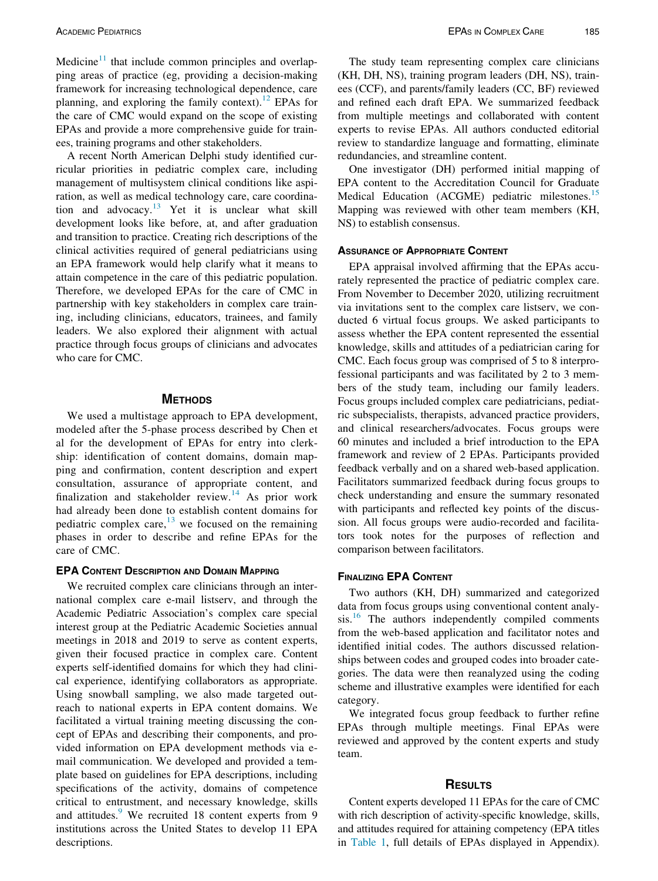Medicine[11] that include common principles and overlapping areas of practice (eg, providing a decision-making framework for increasing technological dependence, care planning, and exploring the family context).[12] EPAs for the care of CMC would expand on the scope of existing EPAs and provide a more comprehensive guide for trainees, training programs and other stakeholders.

A recent North American Delphi study identified curricular priorities in pediatric complex care, including management of multisystem clinical conditions like aspiration, as well as medical technology care, care coordination and advocacy.[13] Yet it is unclear what skill development looks like before, at, and after graduation and transition to practice. Creating rich descriptions of the clinical activities required of general pediatricians using an EPA framework would help clarify what it means to attain competence in the care of this pediatric population. Therefore, we developed EPAs for the care of CMC in partnership with key stakeholders in complex care training, including clinicians, educators, trainees, and family leaders. We also explored their alignment with actual practice through focus groups of clinicians and advocates who care for CMC.

## Methods

We used a multistage approach to EPA development, modeled after the 5-phase process described by Chen et al for the development of EPAs for entry into clerkship: identification of content domains, domain mapping and confirmation, content description and expert consultation, assurance of appropriate content, and finalization and stakeholder review.[14] As prior work had already been done to establish content domains for pediatric complex care,[13] we focused on the remaining phases in order to describe and refine EPAs for the care of CMC.

### EPA Content Description and Domain Mapping

We recruited complex care clinicians through an international complex care e-mail listserv, and through the Academic Pediatric Association's complex care special interest group at the Pediatric Academic Societies annual meetings in 2018 and 2019 to serve as content experts, given their focused practice in complex care. Content experts self-identified domains for which they had clinical experience, identifying collaborators as appropriate. Using snowball sampling, we also made targeted outreach to national experts in EPA content domains. We facilitated a virtual training meeting discussing the concept of EPAs and describing their components, and provided information on EPA development methods via e-mail communication. We developed and provided a template based on guidelines for EPA descriptions, including specifications of the activity, domains of competence critical to entrustment, and necessary knowledge, skills and attitudes.[9] We recruited 18 content experts from 9 institutions across the United States to develop 11 EPA descriptions.

The study team representing complex care clinicians (KH, DH, NS), training program leaders (DH, NS), trainees (CCF), and parents/family leaders (CC, BF) reviewed and refined each draft EPA. We summarized feedback from multiple meetings and collaborated with content experts to revise EPAs. All authors conducted editorial review to standardize language and formatting, eliminate redundancies, and streamline content.

One investigator (DH) performed initial mapping of EPA content to the Accreditation Council for Graduate Medical Education (ACGME) pediatric milestones.[15] Mapping was reviewed with other team members (KH, NS) to establish consensus.

### Assurance of Appropriate Content

EPA appraisal involved affirming that the EPAs accurately represented the practice of pediatric complex care. From November to December 2020, utilizing recruitment via invitations sent to the complex care listserv, we conducted 6 virtual focus groups. We asked participants to assess whether the EPA content represented the essential knowledge, skills and attitudes of a pediatrician caring for CMC. Each focus group was comprised of 5 to 8 interprofessional participants and was facilitated by 2 to 3 members of the study team, including our family leaders. Focus groups included complex care pediatricians, pediatric subspecialists, therapists, advanced practice providers, and clinical researchers/advocates. Focus groups were 60 minutes and included a brief introduction to the EPA framework and review of 2 EPAs. Participants provided feedback verbally and on a shared web-based application. Facilitators summarized feedback during focus groups to check understanding and ensure the summary resonated with participants and reflected key points of the discussion. All focus groups were audio-recorded and facilitators took notes for the purposes of reflection and comparison between facilitators.

### Finalizing EPA Content

Two authors (KH, DH) summarized and categorized data from focus groups using conventional content analysis.[16] The authors independently compiled comments from the web-based application and facilitator notes and identified initial codes. The authors discussed relationships between codes and grouped codes into broader categories. The data were then reanalyzed using the coding scheme and illustrative examples were identified for each category.

We integrated focus group feedback to further refine EPAs through multiple meetings. Final EPAs were reviewed and approved by the content experts and study team.

## Results

Content experts developed 11 EPAs for the care of CMC with rich description of activity-specific knowledge, skills, and attitudes required for attaining competency (EPA titles in Table 1, full details of EPAs displayed in Appendix).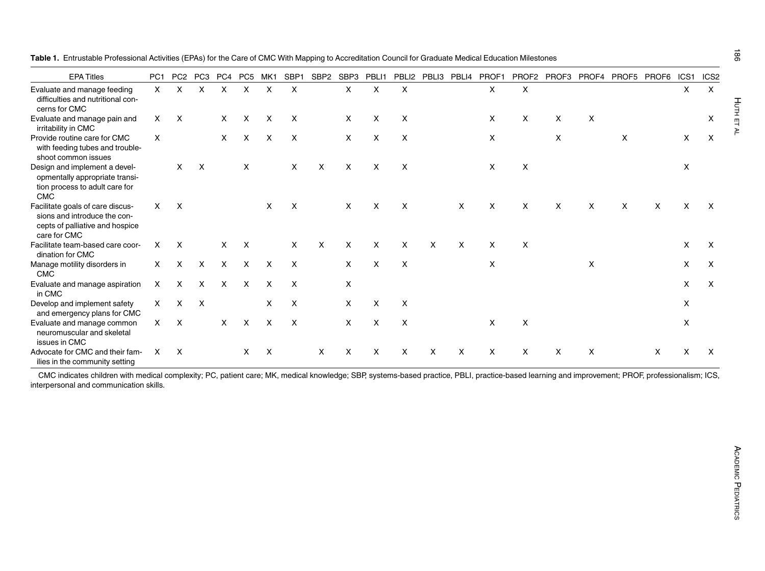**Table 1.** Entrustable Professional Activities (EPAs) for the Care of CMC With Mapping to Accreditation Council for Graduate Medical Education Milestones

| EPA Titles | PC1 | PC2 | PC3 | PC4 | PC5 | MK1 | SBP1 | SBP2 | SBP3 | PBLI1 | PBLI2 | PBLI3 | PBLI4 | PROF1 | PROF2 | PROF3 | PROF4 | PROF5 | PROF6 | ICS1 | ICS2 |
|---|---|---|---|---|---|---|---|---|---|---|---|---|---|---|---|---|---|---|---|---|---|
| Evaluate and manage feeding difficulties and nutritional concerns for CMC | X | X | X | X | X | X | X | | X | X | X | | | X | X | | | | | X | X |
| Evaluate and manage pain and irritability in CMC | X | X | | X | X | X | X | | X | X | X | | | X | X | X | X | | | | X |
| Provide routine care for CMC with feeding tubes and troubleshoot common issues | X | | | X | X | X | X | | X | X | X | | | X | | X | | X | | X | X |
| Design and implement a developmentally appropriate transition process to adult care for CMC | | X | X | | X | | X | X | X | X | X | | | X | X | | | | | X | |
| Facilitate goals of care discussions and introduce the concepts of palliative and hospice care for CMC | X | X | | | | X | X | | X | X | X | | X | X | X | X | X | X | X | X | X |
| Facilitate team-based care coordination for CMC | X | X | | X | X | | X | X | X | X | X | X | X | X | X | | | | | X | X |
| Manage motility disorders in CMC | X | X | X | X | X | X | X | | X | X | X | | | X | | | X | | | X | X |
| Evaluate and manage aspiration in CMC | X | X | X | X | X | X | X | | X | | | | | | | | | | | X | X |
| Develop and implement safety and emergency plans for CMC | X | X | X | | | X | X | | X | X | X | | | | | | | | | X | |
| Evaluate and manage common neuromuscular and skeletal issues in CMC | X | X | | X | X | X | X | | X | X | X | | | X | X | | | | | X | |
| Advocate for CMC and their families in the community setting | X | X | | | X | X | | X | X | X | X | X | X | X | X | X | X | | X | X | X |

CMC indicates children with medical complexity; PC, patient care; MK, medical knowledge; SBP, systems-based practice, PBLI, practice-based learning and improvement; PROF, professionalism; ICS, interpersonal and communication skills.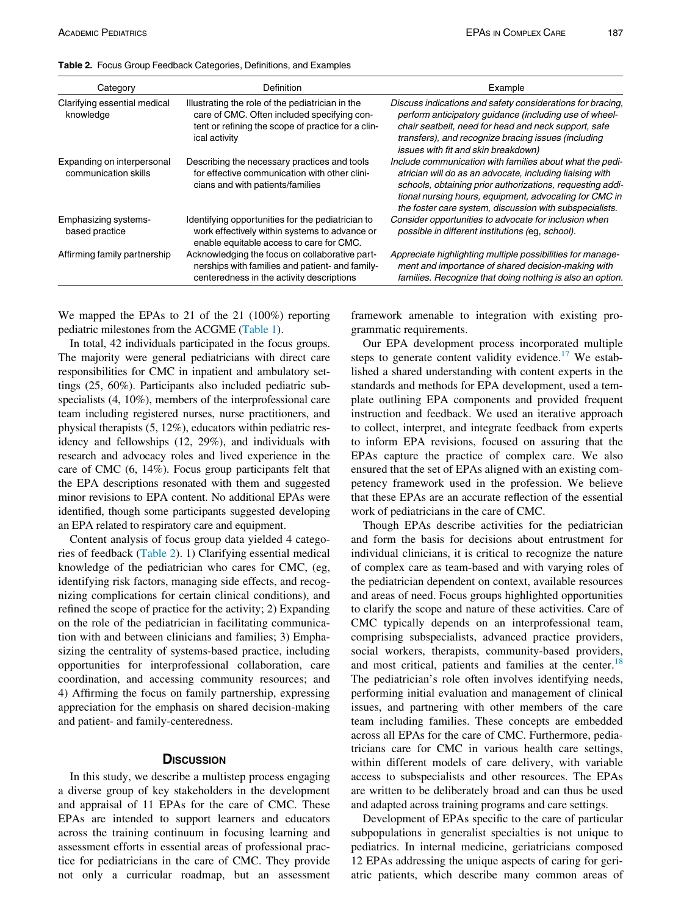**Table 2.** Focus Group Feedback Categories, Definitions, and Examples

| Category | Definition | Example |
|---|---|---|
| Clarifying essential medical knowledge | Illustrating the role of the pediatrician in the care of CMC. Often included specifying content or refining the scope of practice for a clinical activity | *Discuss indications and safety considerations for bracing, perform anticipatory guidance (including use of wheelchair seatbelt, need for head and neck support, safe transfers), and recognize bracing issues (including issues with fit and skin breakdown)* |
| Expanding on interpersonal communication skills | Describing the necessary practices and tools for effective communication with other clinicians and with patients/families | *Include communication with families about what the pediatrician will do as an advocate, including liaising with schools, obtaining prior authorizations, requesting additional nursing hours, equipment, advocating for CMC in the foster care system, discussion with subspecialists.* |
| Emphasizing systems-based practice | Identifying opportunities for the pediatrician to work effectively within systems to advance or enable equitable access to care for CMC. | *Consider opportunities to advocate for inclusion when possible in different institutions (eg, school).* |
| Affirming family partnership | Acknowledging the focus on collaborative partnerships with families and patient- and family-centeredness in the activity descriptions | *Appreciate highlighting multiple possibilities for management and importance of shared decision-making with families. Recognize that doing nothing is also an option.* |

We mapped the EPAs to 21 of the 21 (100%) reporting pediatric milestones from the ACGME (Table 1).

In total, 42 individuals participated in the focus groups. The majority were general pediatricians with direct care responsibilities for CMC in inpatient and ambulatory settings (25, 60%). Participants also included pediatric subspecialists (4, 10%), members of the interprofessional care team including registered nurses, nurse practitioners, and physical therapists (5, 12%), educators within pediatric residency and fellowships (12, 29%), and individuals with research and advocacy roles and lived experience in the care of CMC (6, 14%). Focus group participants felt that the EPA descriptions resonated with them and suggested minor revisions to EPA content. No additional EPAs were identified, though some participants suggested developing an EPA related to respiratory care and equipment.

Content analysis of focus group data yielded 4 categories of feedback (Table 2). 1) Clarifying essential medical knowledge of the pediatrician who cares for CMC, (eg, identifying risk factors, managing side effects, and recognizing complications for certain clinical conditions), and refined the scope of practice for the activity; 2) Expanding on the role of the pediatrician in facilitating communication with and between clinicians and families; 3) Emphasizing the centrality of systems-based practice, including opportunities for interprofessional collaboration, care coordination, and accessing community resources; and 4) Affirming the focus on family partnership, expressing appreciation for the emphasis on shared decision-making and patient- and family-centeredness.

## Discussion

In this study, we describe a multistep process engaging a diverse group of key stakeholders in the development and appraisal of 11 EPAs for the care of CMC. These EPAs are intended to support learners and educators across the training continuum in focusing learning and assessment efforts in essential areas of professional practice for pediatricians in the care of CMC. They provide not only a curricular roadmap, but an assessment framework amenable to integration with existing programmatic requirements.

Our EPA development process incorporated multiple steps to generate content validity evidence.[17] We established a shared understanding with content experts in the standards and methods for EPA development, used a template outlining EPA components and provided frequent instruction and feedback. We used an iterative approach to collect, interpret, and integrate feedback from experts to inform EPA revisions, focused on assuring that the EPAs capture the practice of complex care. We also ensured that the set of EPAs aligned with an existing competency framework used in the profession. We believe that these EPAs are an accurate reflection of the essential work of pediatricians in the care of CMC.

Though EPAs describe activities for the pediatrician and form the basis for decisions about entrustment for individual clinicians, it is critical to recognize the nature of complex care as team-based and with varying roles of the pediatrician dependent on context, available resources and areas of need. Focus groups highlighted opportunities to clarify the scope and nature of these activities. Care of CMC typically depends on an interprofessional team, comprising subspecialists, advanced practice providers, social workers, therapists, community-based providers, and most critical, patients and families at the center.[18] The pediatrician's role often involves identifying needs, performing initial evaluation and management of clinical issues, and partnering with other members of the care team including families. These concepts are embedded across all EPAs for the care of CMC. Furthermore, pediatricians care for CMC in various health care settings, within different models of care delivery, with variable access to subspecialists and other resources. The EPAs are written to be deliberately broad and can thus be used and adapted across training programs and care settings.

Development of EPAs specific to the care of particular subpopulations in generalist specialties is not unique to pediatrics. In internal medicine, geriatricians composed 12 EPAs addressing the unique aspects of caring for geriatric patients, which describe many common areas of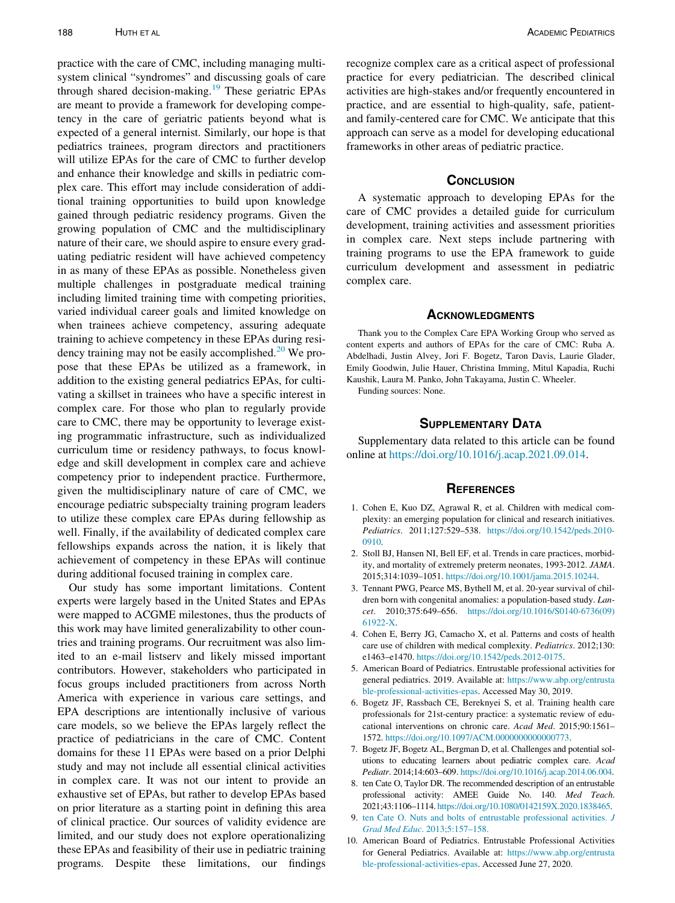practice with the care of CMC, including managing multisystem clinical "syndromes" and discussing goals of care through shared decision-making.[19] These geriatric EPAs are meant to provide a framework for developing competency in the care of geriatric patients beyond what is expected of a general internist. Similarly, our hope is that pediatrics trainees, program directors and practitioners will utilize EPAs for the care of CMC to further develop and enhance their knowledge and skills in pediatric complex care. This effort may include consideration of additional training opportunities to build upon knowledge gained through pediatric residency programs. Given the growing population of CMC and the multidisciplinary nature of their care, we should aspire to ensure every graduating pediatric resident will have achieved competency in as many of these EPAs as possible. Nonetheless given multiple challenges in postgraduate medical training including limited training time with competing priorities, varied individual career goals and limited knowledge on when trainees achieve competency, assuring adequate training to achieve competency in these EPAs during residency training may not be easily accomplished.[20] We propose that these EPAs be utilized as a framework, in addition to the existing general pediatrics EPAs, for cultivating a skillset in trainees who have a specific interest in complex care. For those who plan to regularly provide care to CMC, there may be opportunity to leverage existing programmatic infrastructure, such as individualized curriculum time or residency pathways, to focus knowledge and skill development in complex care and achieve competency prior to independent practice. Furthermore, given the multidisciplinary nature of care of CMC, we encourage pediatric subspecialty training program leaders to utilize these complex care EPAs during fellowship as well. Finally, if the availability of dedicated complex care fellowships expands across the nation, it is likely that achievement of competency in these EPAs will continue during additional focused training in complex care.

Our study has some important limitations. Content experts were largely based in the United States and EPAs were mapped to ACGME milestones, thus the products of this work may have limited generalizability to other countries and training programs. Our recruitment was also limited to an e-mail listserv and likely missed important contributors. However, stakeholders who participated in focus groups included practitioners from across North America with experience in various care settings, and EPA descriptions are intentionally inclusive of various care models, so we believe the EPAs largely reflect the practice of pediatricians in the care of CMC. Content domains for these 11 EPAs were based on a prior Delphi study and may not include all essential clinical activities in complex care. It was not our intent to provide an exhaustive set of EPAs, but rather to develop EPAs based on prior literature as a starting point in defining this area of clinical practice. Our sources of validity evidence are limited, and our study does not explore operationalizing these EPAs and feasibility of their use in pediatric training programs. Despite these limitations, our findings recognize complex care as a critical aspect of professional practice for every pediatrician. The described clinical activities are high-stakes and/or frequently encountered in practice, and are essential to high-quality, safe, patient- and family-centered care for CMC. We anticipate that this approach can serve as a model for developing educational frameworks in other areas of pediatric practice.

## Conclusion

A systematic approach to developing EPAs for the care of CMC provides a detailed guide for curriculum development, training activities and assessment priorities in complex care. Next steps include partnering with training programs to use the EPA framework to guide curriculum development and assessment in pediatric complex care.

## Acknowledgments

Thank you to the Complex Care EPA Working Group who served as content experts and authors of EPAs for the care of CMC: Ruba A. Abdelhadi, Justin Alvey, Jori F. Bogetz, Taron Davis, Laurie Glader, Emily Goodwin, Julie Hauer, Christina Imming, Mitul Kapadia, Ruchi Kaushik, Laura M. Panko, John Takayama, Justin C. Wheeler.

Funding sources: None.

## Supplementary Data

Supplementary data related to this article can be found online at https://doi.org/10.1016/j.acap.2021.09.014.

## References

1. Cohen E, Kuo DZ, Agrawal R, et al. Children with medical complexity: an emerging population for clinical and research initiatives. *Pediatrics*. 2011;127:529–538. https://doi.org/10.1542/peds.2010-0910.
2. Stoll BJ, Hansen NI, Bell EF, et al. Trends in care practices, morbidity, and mortality of extremely preterm neonates, 1993-2012. *JAMA*. 2015;314:1039–1051. https://doi.org/10.1001/jama.2015.10244.
3. Tennant PWG, Pearce MS, Bythell M, et al. 20-year survival of children born with congenital anomalies: a population-based study. *Lancet*. 2010;375:649–656. https://doi.org/10.1016/S0140-6736(09)61922-X.
4. Cohen E, Berry JG, Camacho X, et al. Patterns and costs of health care use of children with medical complexity. *Pediatrics*. 2012;130:e1463–e1470. https://doi.org/10.1542/peds.2012-0175.
5. American Board of Pediatrics. Entrustable professional activities for general pediatrics. 2019. Available at: https://www.abp.org/entrustable-professional-activities-epas. Accessed May 30, 2019.
6. Bogetz JF, Rassbach CE, Bereknyei S, et al. Training health care professionals for 21st-century practice: a systematic review of educational interventions on chronic care. *Acad Med*. 2015;90:1561–1572. https://doi.org/10.1097/ACM.0000000000000773.
7. Bogetz JF, Bogetz AL, Bergman D, et al. Challenges and potential solutions to educating learners about pediatric complex care. *Acad Pediatr*. 2014;14:603–609. https://doi.org/10.1016/j.acap.2014.06.004.
8. ten Cate O, Taylor DR. The recommended description of an entrustable professional activity: AMEE Guide No. 140. *Med Teach*. 2021;43:1106–1114. https://doi.org/10.1080/0142159X.2020.1838465.
9. ten Cate O. Nuts and bolts of entrustable professional activities. *J Grad Med Educ*. 2013;5:157–158.
10. American Board of Pediatrics. Entrustable Professional Activities for General Pediatrics. Available at: https://www.abp.org/entrustable-professional-activities-epas. Accessed June 27, 2020.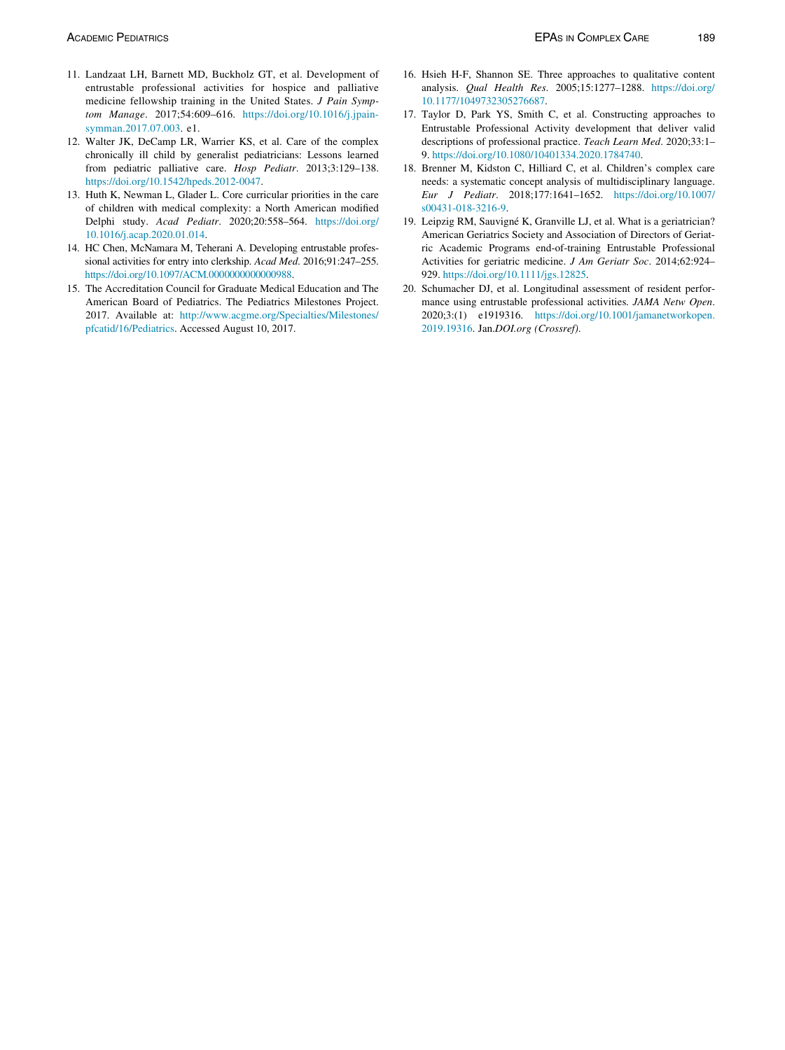11. Landzaat LH, Barnett MD, Buckholz GT, et al. Development of entrustable professional activities for hospice and palliative medicine fellowship training in the United States. *J Pain Symptom Manage*. 2017;54:609–616. https://doi.org/10.1016/j.jpainsymman.2017.07.003. e1.
12. Walter JK, DeCamp LR, Warrier KS, et al. Care of the complex chronically ill child by generalist pediatricians: Lessons learned from pediatric palliative care. *Hosp Pediatr*. 2013;3:129–138. https://doi.org/10.1542/hpeds.2012-0047.
13. Huth K, Newman L, Glader L. Core curricular priorities in the care of children with medical complexity: a North American modified Delphi study. *Acad Pediatr*. 2020;20:558–564. https://doi.org/10.1016/j.acap.2020.01.014.
14. HC Chen, McNamara M, Teherani A. Developing entrustable professional activities for entry into clerkship. *Acad Med*. 2016;91:247–255. https://doi.org/10.1097/ACM.0000000000000988.
15. The Accreditation Council for Graduate Medical Education and The American Board of Pediatrics. The Pediatrics Milestones Project. 2017. Available at: http://www.acgme.org/Specialties/Milestones/pfcatid/16/Pediatrics. Accessed August 10, 2017.
16. Hsieh H-F, Shannon SE. Three approaches to qualitative content analysis. *Qual Health Res*. 2005;15:1277–1288. https://doi.org/10.1177/1049732305276687.
17. Taylor D, Park YS, Smith C, et al. Constructing approaches to Entrustable Professional Activity development that deliver valid descriptions of professional practice. *Teach Learn Med*. 2020;33:1–9. https://doi.org/10.1080/10401334.2020.1784740.
18. Brenner M, Kidston C, Hilliard C, et al. Children's complex care needs: a systematic concept analysis of multidisciplinary language. *Eur J Pediatr*. 2018;177:1641–1652. https://doi.org/10.1007/s00431-018-3216-9.
19. Leipzig RM, Sauvigné K, Granville LJ, et al. What is a geriatrician? American Geriatrics Society and Association of Directors of Geriatric Academic Programs end-of-training Entrustable Professional Activities for geriatric medicine. *J Am Geriatr Soc*. 2014;62:924–929. https://doi.org/10.1111/jgs.12825.
20. Schumacher DJ, et al. Longitudinal assessment of resident performance using entrustable professional activities. *JAMA Netw Open*. 2020;3:(1) e1919316. https://doi.org/10.1001/jamanetworkopen.2019.19316. Jan.*DOI.org (Crossref)*.